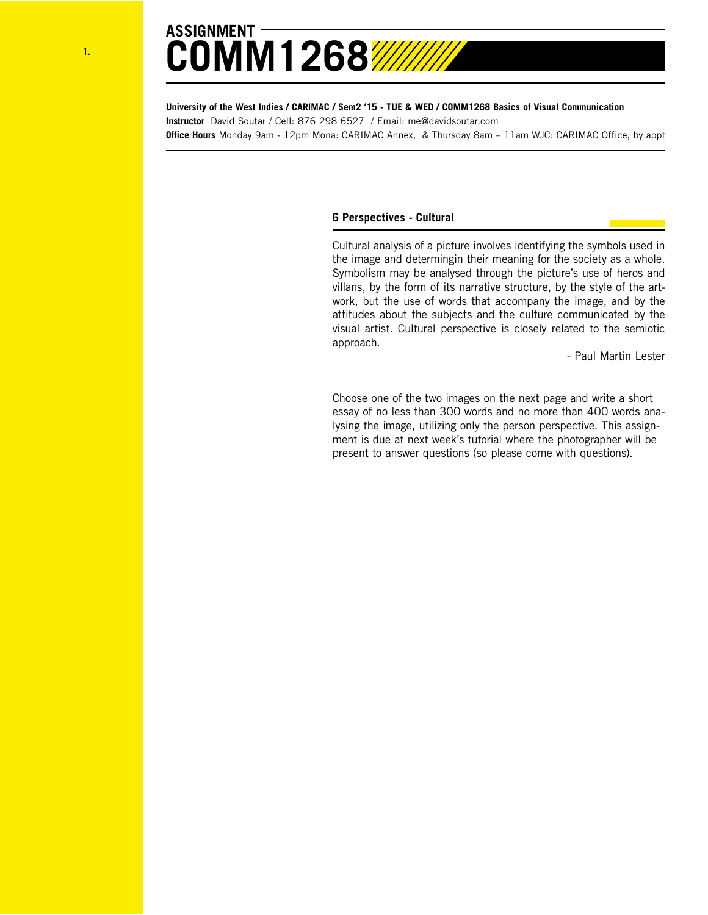# ASSIGNMENT
# COMM1268

**University of the West Indies / CARIMAC / Sem2 '15 - TUE & WED / COMM1268 Basics of Visual Communication**
**Instructor** David Soutar / Cell: 876 298 6527 / Email: me@davidsoutar.com
**Office Hours** Monday 9am - 12pm Mona: CARIMAC Annex, & Thursday 8am – 11am WJC: CARIMAC Office, by appt

## 6 Perspectives - Cultural

Cultural analysis of a picture involves identifying the symbols used in the image and determingin their meaning for the society as a whole. Symbolism may be analysed through the picture's use of heros and villans, by the form of its narrative structure, by the style of the art-work, but the use of words that accompany the image, and by the attitudes about the subjects and the culture communicated by the visual artist. Cultural perspective is closely related to the semiotic approach.

- Paul Martin Lester

Choose one of the two images on the next page and write a short essay of no less than 300 words and no more than 400 words analysing the image, utilizing only the person perspective. This assignment is due at next week's tutorial where the photographer will be present to answer questions (so please come with questions).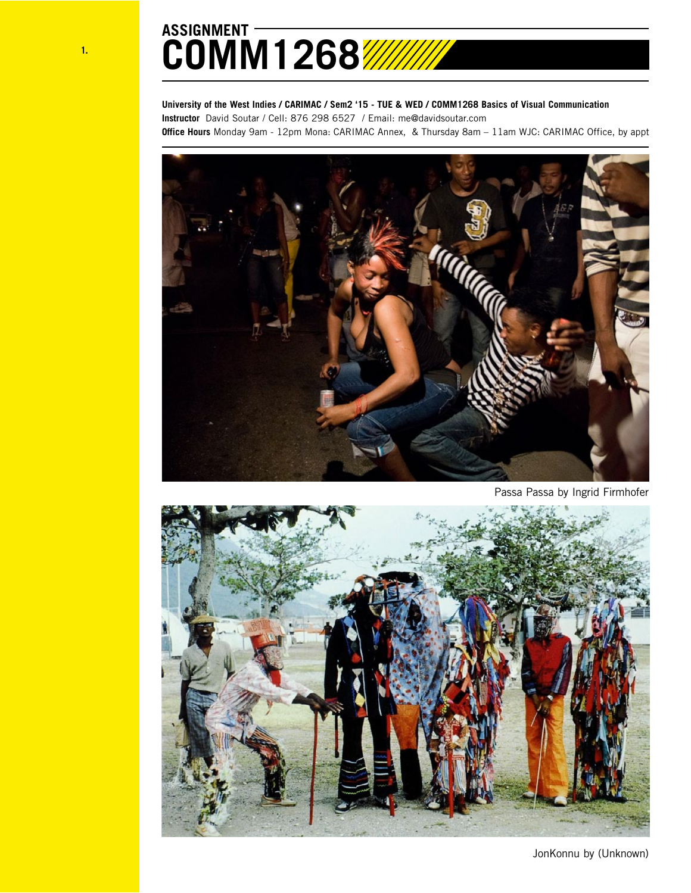# ASSIGNMENT COMM1268

**University of the West Indies / CARIMAC / Sem2 '15 - TUE & WED / COMM1268 Basics of Visual Communication**
**Instructor** David Soutar / Cell: 876 298 6527 / Email: me@davidsoutar.com
**Office Hours** Monday 9am - 12pm Mona: CARIMAC Annex, & Thursday 8am – 11am WJC: CARIMAC Office, by appt

Passa Passa by Ingrid Firmhofer

JonKonnu by (Unknown)